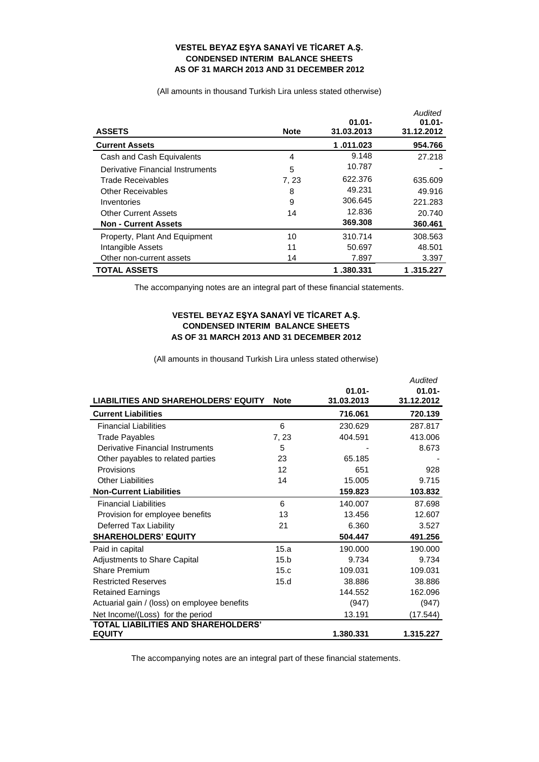**VESTEL BEYAZ EŞYA SANAYİ VE TİCARET A.Ş.**
**CONDENSED INTERIM BALANCE SHEETS**
**AS OF 31 MARCH 2013 AND 31 DECEMBER 2012**

(All amounts in thousand Turkish Lira unless stated otherwise)

| ASSETS | Note | 01.01-31.03.2013 | *Audited* 01.01-31.12.2012 |
|---|---|---|---|
| **Current Assets** | | **1 .011.023** | **954.766** |
| Cash and Cash Equivalents | 4 | 9.148 | 27.218 |
| Derivative Financial Instruments | 5 | 10.787 | - |
| Trade Receivables | 7, 23 | 622.376 | 635.609 |
| Other Receivables | 8 | 49.231 | 49.916 |
| Inventories | 9 | 306.645 | 221.283 |
| Other Current Assets | 14 | 12.836 | 20.740 |
| **Non - Current Assets** | | **369.308** | **360.461** |
| Property, Plant And Equipment | 10 | 310.714 | 308.563 |
| Intangible Assets | 11 | 50.697 | 48.501 |
| Other non-current assets | 14 | 7.897 | 3.397 |
| **TOTAL ASSETS** | | **1 .380.331** | **1 .315.227** |

The accompanying notes are an integral part of these financial statements.

**VESTEL BEYAZ EŞYA SANAYİ VE TİCARET A.Ş.**
**CONDENSED INTERIM BALANCE SHEETS**
**AS OF 31 MARCH 2013 AND 31 DECEMBER 2012**

(All amounts in thousand Turkish Lira unless stated otherwise)

| LIABILITIES AND SHAREHOLDERS' EQUITY | Note | 01.01-31.03.2013 | *Audited* 01.01-31.12.2012 |
|---|---|---|---|
| **Current Liabilities** | | **716.061** | **720.139** |
| Financial Liabilities | 6 | 230.629 | 287.817 |
| Trade Payables | 7, 23 | 404.591 | 413.006 |
| Derivative Financial Instruments | 5 | - | 8.673 |
| Other payables to related parties | 23 | 65.185 | - |
| Provisions | 12 | 651 | 928 |
| Other Liabilities | 14 | 15.005 | 9.715 |
| **Non-Current Liabilities** | | **159.823** | **103.832** |
| Financial Liabilities | 6 | 140.007 | 87.698 |
| Provision for employee benefits | 13 | 13.456 | 12.607 |
| Deferred Tax Liability | 21 | 6.360 | 3.527 |
| **SHAREHOLDERS' EQUITY** | | **504.447** | **491.256** |
| Paid in capital | 15.a | 190.000 | 190.000 |
| Adjustments to Share Capital | 15.b | 9.734 | 9.734 |
| Share Premium | 15.c | 109.031 | 109.031 |
| Restricted Reserves | 15.d | 38.886 | 38.886 |
| Retained Earnings | | 144.552 | 162.096 |
| Actuarial gain / (loss) on employee benefits | | (947) | (947) |
| Net Income/(Loss) for the period | | 13.191 | (17.544) |
| **TOTAL LIABILITIES AND SHAREHOLDERS' EQUITY** | | **1.380.331** | **1.315.227** |

The accompanying notes are an integral part of these financial statements.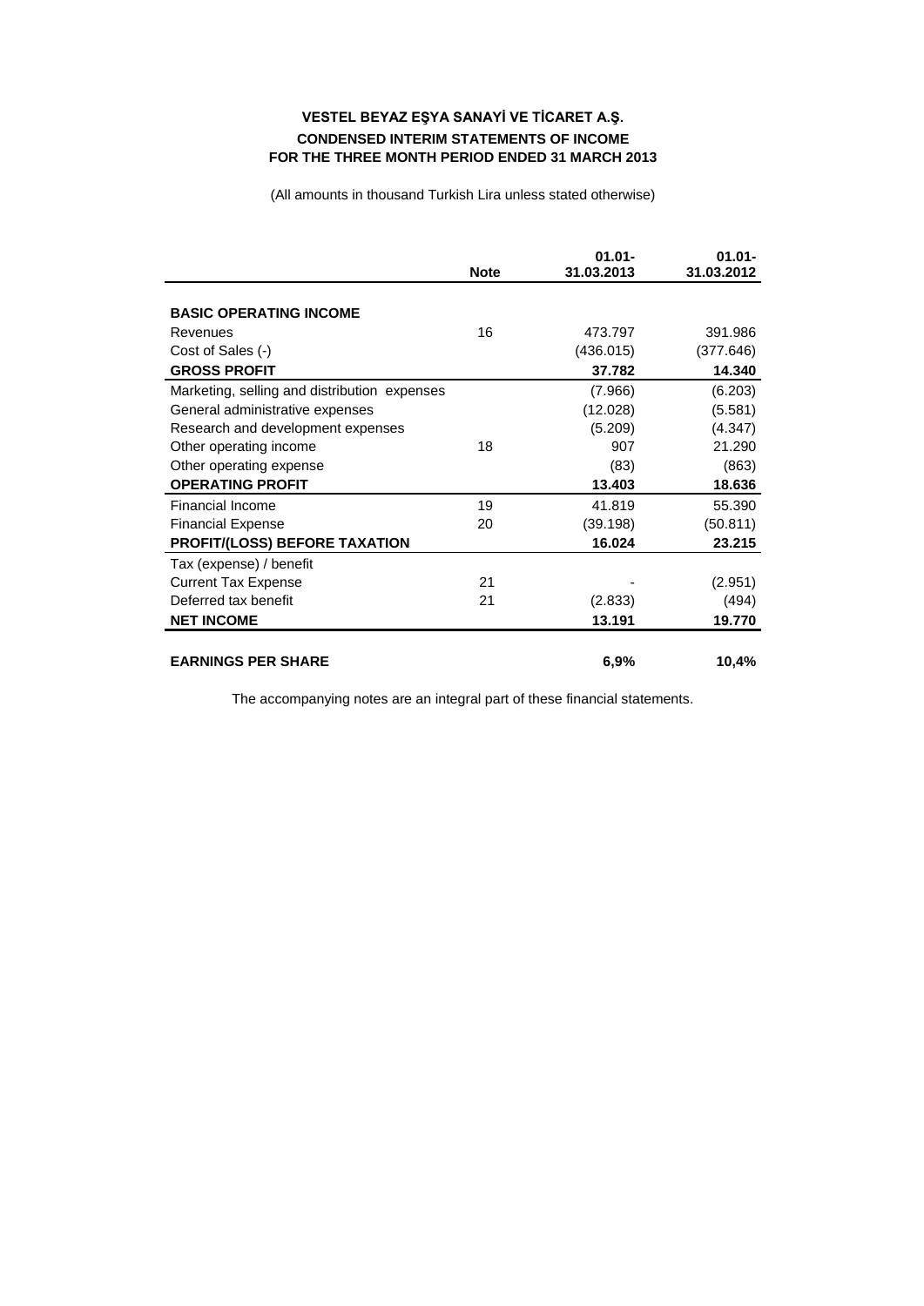# VESTEL BEYAZ EŞYA SANAYİ VE TİCARET A.Ş.

## CONDENSED INTERIM STATEMENTS OF INCOME

## FOR THE THREE MONTH PERIOD ENDED 31 MARCH 2013

(All amounts in thousand Turkish Lira unless stated otherwise)

| | Note | 01.01-31.03.2013 | 01.01-31.03.2012 |
|---|---|---|---|
| **BASIC OPERATING INCOME** | | | |
| Revenues | 16 | 473.797 | 391.986 |
| Cost of Sales (-) | | (436.015) | (377.646) |
| **GROSS PROFIT** | | **37.782** | **14.340** |
| Marketing, selling and distribution expenses | | (7.966) | (6.203) |
| General administrative expenses | | (12.028) | (5.581) |
| Research and development expenses | | (5.209) | (4.347) |
| Other operating income | 18 | 907 | 21.290 |
| Other operating expense | | (83) | (863) |
| **OPERATING PROFIT** | | **13.403** | **18.636** |
| Financial Income | 19 | 41.819 | 55.390 |
| Financial Expense | 20 | (39.198) | (50.811) |
| **PROFIT/(LOSS) BEFORE TAXATION** | | **16.024** | **23.215** |
| Tax (expense) / benefit | | | |
| Current Tax Expense | 21 | - | (2.951) |
| Deferred tax benefit | 21 | (2.833) | (494) |
| **NET INCOME** | | **13.191** | **19.770** |
| | | | |
| **EARNINGS PER SHARE** | | **6,9%** | **10,4%** |

The accompanying notes are an integral part of these financial statements.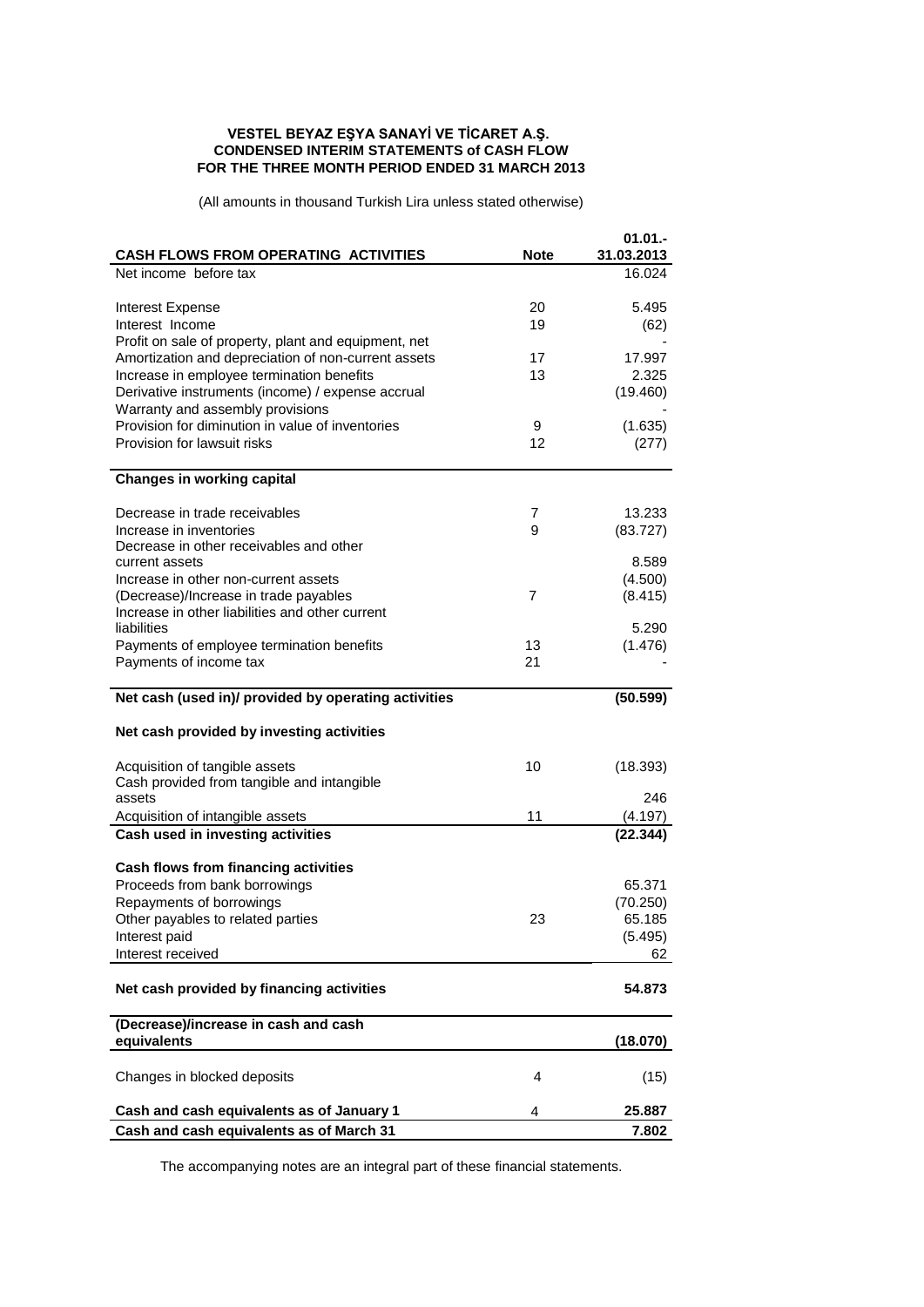**VESTEL BEYAZ EŞYA SANAYİ VE TİCARET A.Ş.**
**CONDENSED INTERIM STATEMENTS of CASH FLOW**
**FOR THE THREE MONTH PERIOD ENDED 31 MARCH 2013**

(All amounts in thousand Turkish Lira unless stated otherwise)

| **CASH FLOWS FROM OPERATING ACTIVITIES** | **Note** | **01.01.- 31.03.2013** |
|---|---|---|
| Net income before tax | | 16.024 |
| | | |
| Interest Expense | 20 | 5.495 |
| Interest Income | 19 | (62) |
| Profit on sale of property, plant and equipment, net | | - |
| Amortization and depreciation of non-current assets | 17 | 17.997 |
| Increase in employee termination benefits | 13 | 2.325 |
| Derivative instruments (income) / expense accrual | | (19.460) |
| Warranty and assembly provisions | | - |
| Provision for diminution in value of inventories | 9 | (1.635) |
| Provision for lawsuit risks | 12 | (277) |
| | | |
| **Changes in working capital** | | |
| | | |
| Decrease in trade receivables | 7 | 13.233 |
| Increase in inventories | 9 | (83.727) |
| Decrease in other receivables and other current assets | | 8.589 |
| Increase in other non-current assets | | (4.500) |
| (Decrease)/Increase in trade payables | 7 | (8.415) |
| Increase in other liabilities and other current liabilities | | 5.290 |
| Payments of employee termination benefits | 13 | (1.476) |
| Payments of income tax | 21 | - |
| | | |
| **Net cash (used in)/ provided by operating activities** | | **(50.599)** |
| | | |
| **Net cash provided by investing activities** | | |
| | | |
| Acquisition of tangible assets | 10 | (18.393) |
| Cash provided from tangible and intangible assets | | 246 |
| Acquisition of intangible assets | 11 | (4.197) |
| **Cash used in investing activities** | | **(22.344)** |
| | | |
| **Cash flows from financing activities** | | |
| Proceeds from bank borrowings | | 65.371 |
| Repayments of borrowings | | (70.250) |
| Other payables to related parties | 23 | 65.185 |
| Interest paid | | (5.495) |
| Interest received | | 62 |
| | | |
| **Net cash provided by financing activities** | | **54.873** |
| | | |
| **(Decrease)/increase in cash and cash equivalents** | | **(18.070)** |
| | | |
| Changes in blocked deposits | 4 | (15) |
| | | |
| **Cash and cash equivalents as of January 1** | 4 | **25.887** |
| **Cash and cash equivalents as of March 31** | | **7.802** |

The accompanying notes are an integral part of these financial statements.